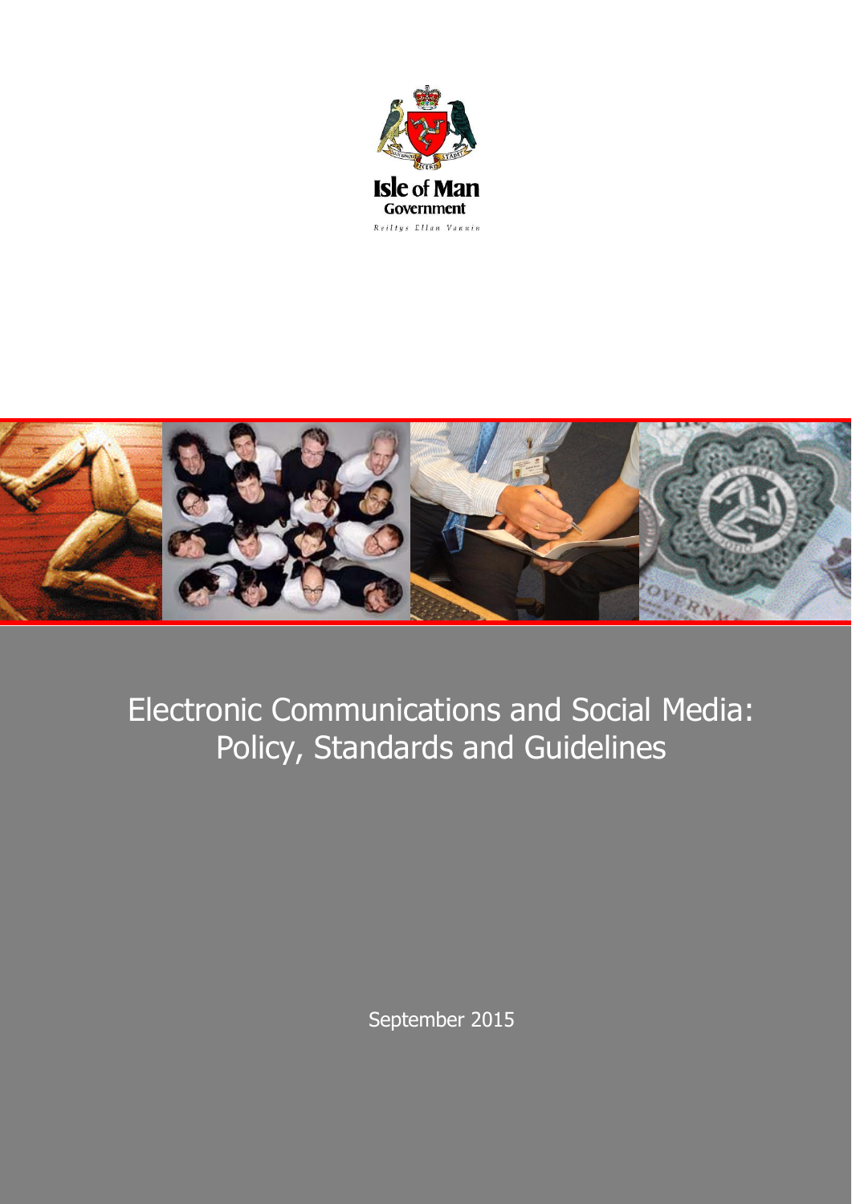Isle of Man Government

Reiltys Ellan Vannin

# Electronic Communications and Social Media: Policy, Standards and Guidelines

September 2015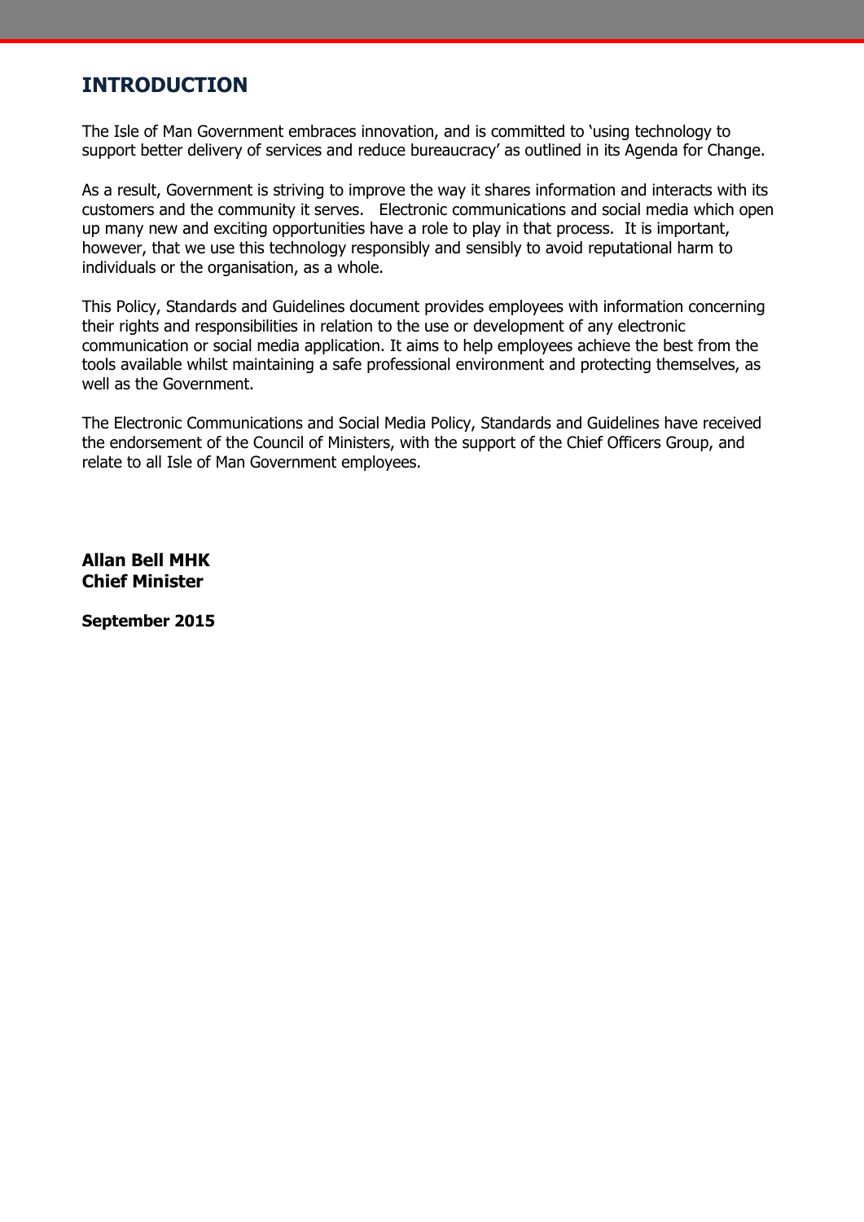## INTRODUCTION

The Isle of Man Government embraces innovation, and is committed to 'using technology to support better delivery of services and reduce bureaucracy' as outlined in its Agenda for Change.

As a result, Government is striving to improve the way it shares information and interacts with its customers and the community it serves. Electronic communications and social media which open up many new and exciting opportunities have a role to play in that process. It is important, however, that we use this technology responsibly and sensibly to avoid reputational harm to individuals or the organisation, as a whole.

This Policy, Standards and Guidelines document provides employees with information concerning their rights and responsibilities in relation to the use or development of any electronic communication or social media application. It aims to help employees achieve the best from the tools available whilst maintaining a safe professional environment and protecting themselves, as well as the Government.

The Electronic Communications and Social Media Policy, Standards and Guidelines have received the endorsement of the Council of Ministers, with the support of the Chief Officers Group, and relate to all Isle of Man Government employees.

**Allan Bell MHK**
**Chief Minister**

**September 2015**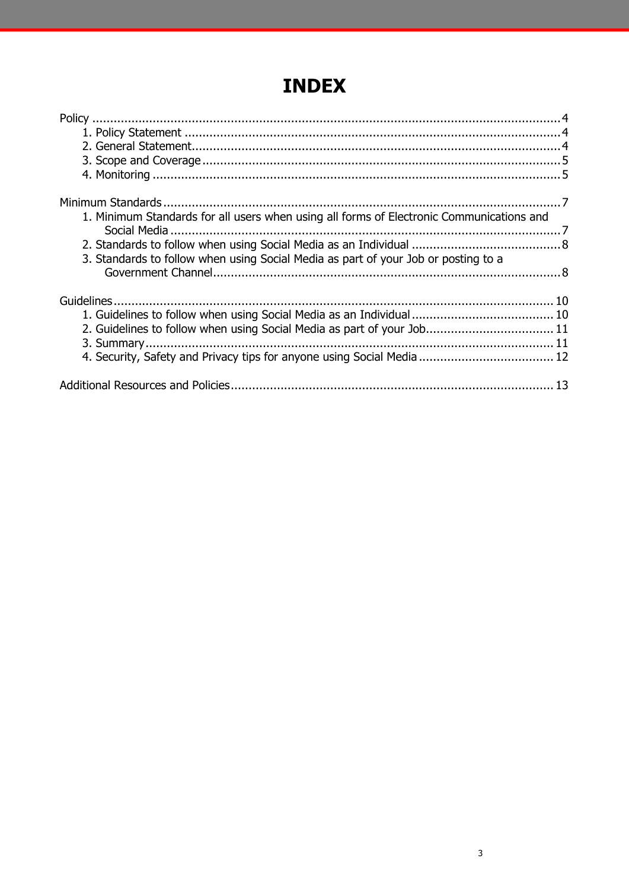# INDEX

Policy ..... 4
- 1. Policy Statement ..... 4
- 2. General Statement ..... 4
- 3. Scope and Coverage ..... 5
- 4. Monitoring ..... 5

Minimum Standards ..... 7
- 1. Minimum Standards for all users when using all forms of Electronic Communications and Social Media ..... 7
- 2. Standards to follow when using Social Media as an Individual ..... 8
- 3. Standards to follow when using Social Media as part of your Job or posting to a Government Channel ..... 8

Guidelines ..... 10
- 1. Guidelines to follow when using Social Media as an Individual ..... 10
- 2. Guidelines to follow when using Social Media as part of your Job ..... 11
- 3. Summary ..... 11
- 4. Security, Safety and Privacy tips for anyone using Social Media ..... 12

Additional Resources and Policies ..... 13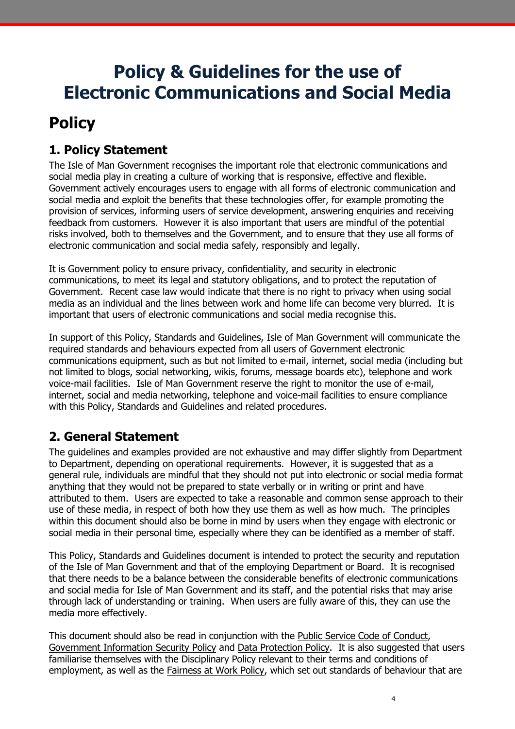# Policy & Guidelines for the use of Electronic Communications and Social Media

# Policy

## 1. Policy Statement

The Isle of Man Government recognises the important role that electronic communications and social media play in creating a culture of working that is responsive, effective and flexible. Government actively encourages users to engage with all forms of electronic communication and social media and exploit the benefits that these technologies offer, for example promoting the provision of services, informing users of service development, answering enquiries and receiving feedback from customers. However it is also important that users are mindful of the potential risks involved, both to themselves and the Government, and to ensure that they use all forms of electronic communication and social media safely, responsibly and legally.

It is Government policy to ensure privacy, confidentiality, and security in electronic communications, to meet its legal and statutory obligations, and to protect the reputation of Government. Recent case law would indicate that there is no right to privacy when using social media as an individual and the lines between work and home life can become very blurred. It is important that users of electronic communications and social media recognise this.

In support of this Policy, Standards and Guidelines, Isle of Man Government will communicate the required standards and behaviours expected from all users of Government electronic communications equipment, such as but not limited to e-mail, internet, social media (including but not limited to blogs, social networking, wikis, forums, message boards etc), telephone and work voice-mail facilities. Isle of Man Government reserve the right to monitor the use of e-mail, internet, social and media networking, telephone and voice-mail facilities to ensure compliance with this Policy, Standards and Guidelines and related procedures.

## 2. General Statement

The guidelines and examples provided are not exhaustive and may differ slightly from Department to Department, depending on operational requirements. However, it is suggested that as a general rule, individuals are mindful that they should not put into electronic or social media format anything that they would not be prepared to state verbally or in writing or print and have attributed to them. Users are expected to take a reasonable and common sense approach to their use of these media, in respect of both how they use them as well as how much. The principles within this document should also be borne in mind by users when they engage with electronic or social media in their personal time, especially where they can be identified as a member of staff.

This Policy, Standards and Guidelines document is intended to protect the security and reputation of the Isle of Man Government and that of the employing Department or Board. It is recognised that there needs to be a balance between the considerable benefits of electronic communications and social media for Isle of Man Government and its staff, and the potential risks that may arise through lack of understanding or training. When users are fully aware of this, they can use the media more effectively.

This document should also be read in conjunction with the Public Service Code of Conduct, Government Information Security Policy and Data Protection Policy. It is also suggested that users familiarise themselves with the Disciplinary Policy relevant to their terms and conditions of employment, as well as the Fairness at Work Policy, which set out standards of behaviour that are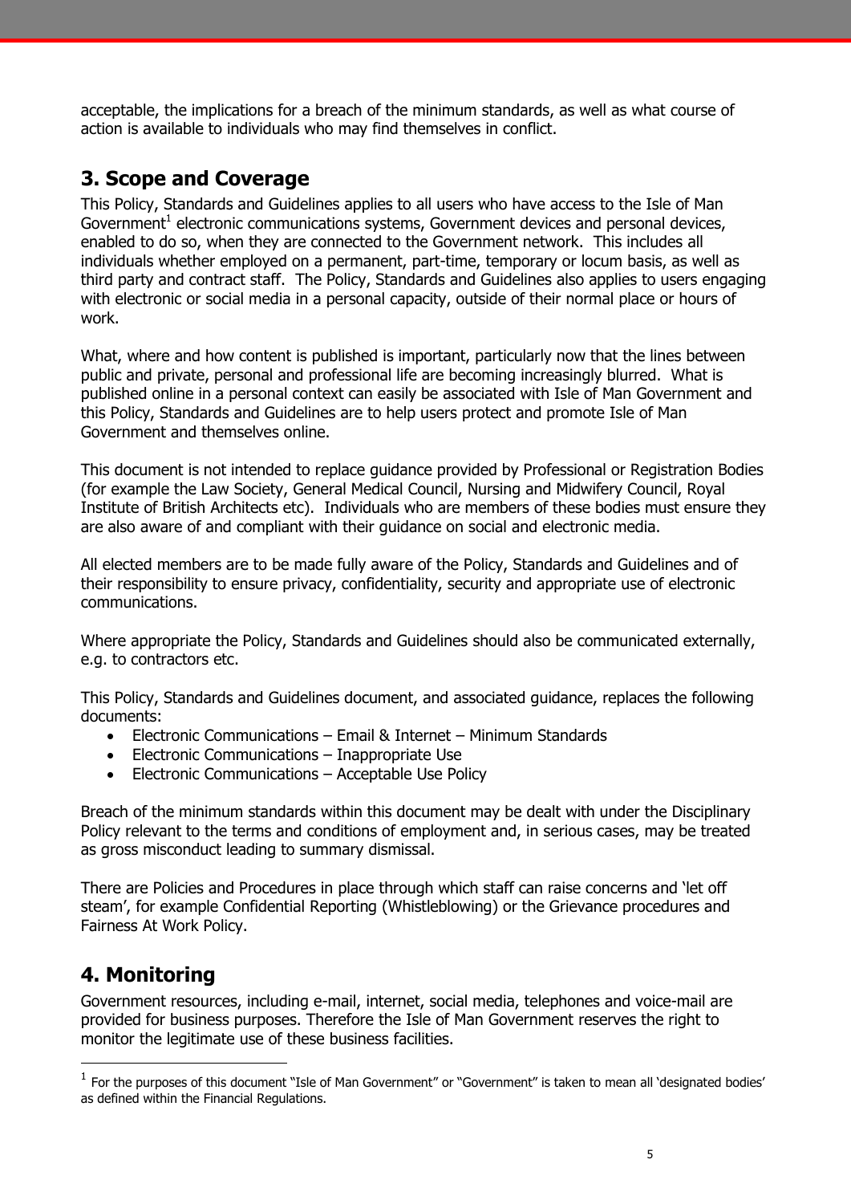acceptable, the implications for a breach of the minimum standards, as well as what course of action is available to individuals who may find themselves in conflict.

## 3. Scope and Coverage

This Policy, Standards and Guidelines applies to all users who have access to the Isle of Man Government[1] electronic communications systems, Government devices and personal devices, enabled to do so, when they are connected to the Government network. This includes all individuals whether employed on a permanent, part-time, temporary or locum basis, as well as third party and contract staff. The Policy, Standards and Guidelines also applies to users engaging with electronic or social media in a personal capacity, outside of their normal place or hours of work.

What, where and how content is published is important, particularly now that the lines between public and private, personal and professional life are becoming increasingly blurred. What is published online in a personal context can easily be associated with Isle of Man Government and this Policy, Standards and Guidelines are to help users protect and promote Isle of Man Government and themselves online.

This document is not intended to replace guidance provided by Professional or Registration Bodies (for example the Law Society, General Medical Council, Nursing and Midwifery Council, Royal Institute of British Architects etc). Individuals who are members of these bodies must ensure they are also aware of and compliant with their guidance on social and electronic media.

All elected members are to be made fully aware of the Policy, Standards and Guidelines and of their responsibility to ensure privacy, confidentiality, security and appropriate use of electronic communications.

Where appropriate the Policy, Standards and Guidelines should also be communicated externally, e.g. to contractors etc.

This Policy, Standards and Guidelines document, and associated guidance, replaces the following documents:

- Electronic Communications – Email & Internet – Minimum Standards
- Electronic Communications – Inappropriate Use
- Electronic Communications – Acceptable Use Policy

Breach of the minimum standards within this document may be dealt with under the Disciplinary Policy relevant to the terms and conditions of employment and, in serious cases, may be treated as gross misconduct leading to summary dismissal.

There are Policies and Procedures in place through which staff can raise concerns and 'let off steam', for example Confidential Reporting (Whistleblowing) or the Grievance procedures and Fairness At Work Policy.

## 4. Monitoring

Government resources, including e-mail, internet, social media, telephones and voice-mail are provided for business purposes. Therefore the Isle of Man Government reserves the right to monitor the legitimate use of these business facilities.

[1] For the purposes of this document "Isle of Man Government" or "Government" is taken to mean all 'designated bodies' as defined within the Financial Regulations.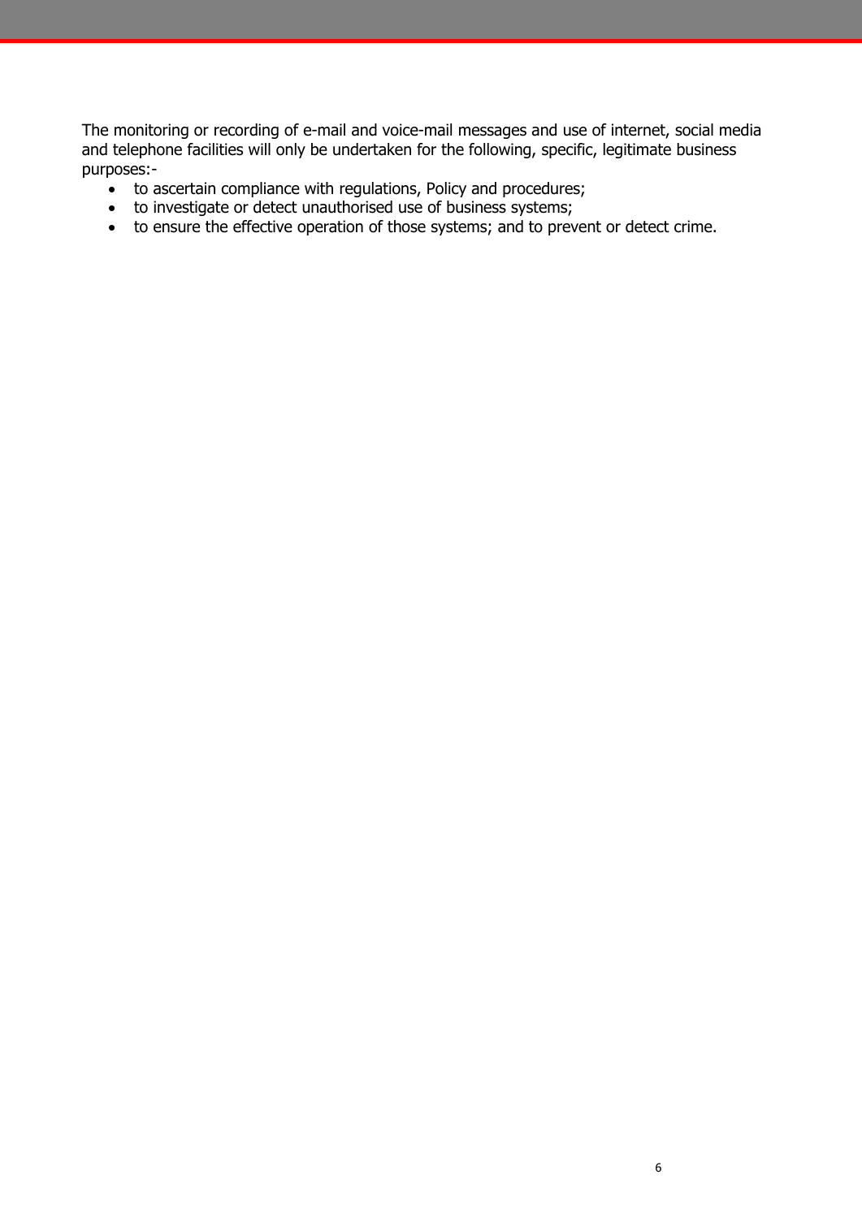The monitoring or recording of e-mail and voice-mail messages and use of internet, social media and telephone facilities will only be undertaken for the following, specific, legitimate business purposes:-

- to ascertain compliance with regulations, Policy and procedures;
- to investigate or detect unauthorised use of business systems;
- to ensure the effective operation of those systems; and to prevent or detect crime.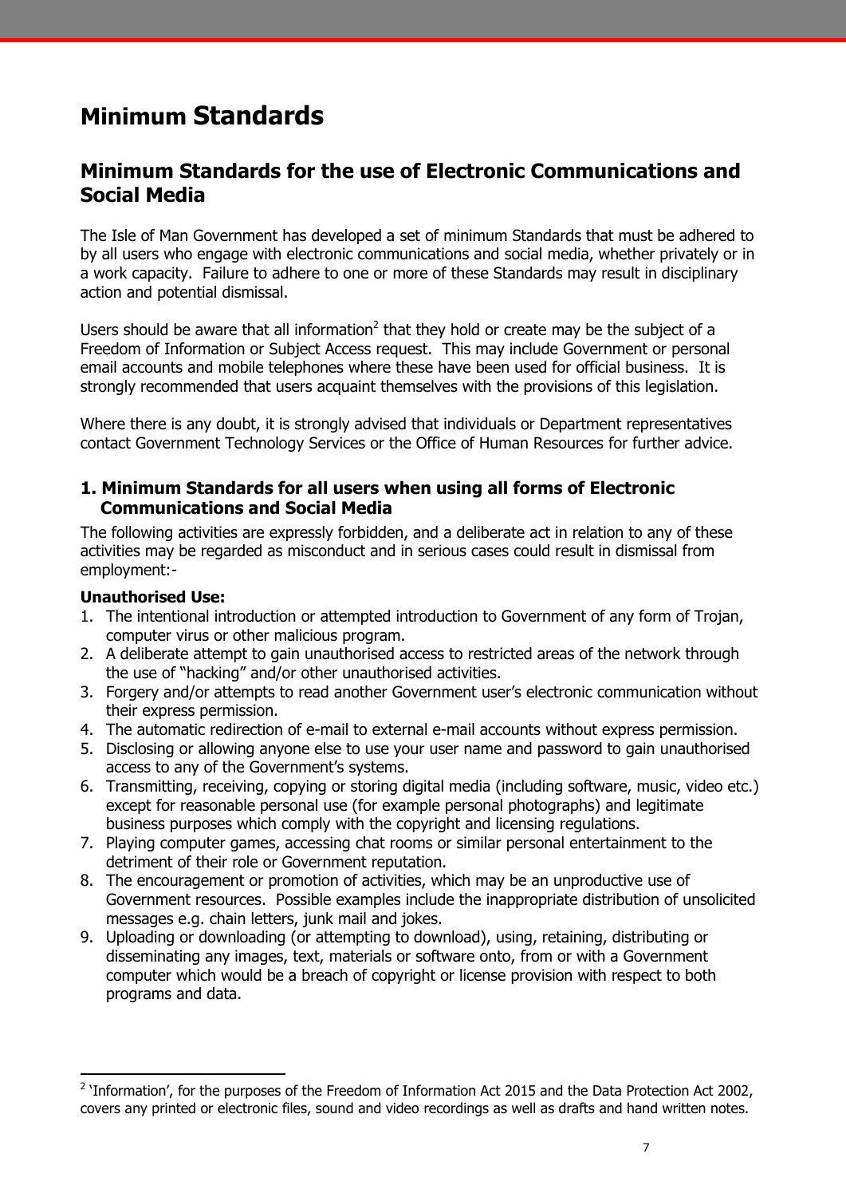# Minimum Standards

## Minimum Standards for the use of Electronic Communications and Social Media

The Isle of Man Government has developed a set of minimum Standards that must be adhered to by all users who engage with electronic communications and social media, whether privately or in a work capacity. Failure to adhere to one or more of these Standards may result in disciplinary action and potential dismissal.

Users should be aware that all information[2] that they hold or create may be the subject of a Freedom of Information or Subject Access request. This may include Government or personal email accounts and mobile telephones where these have been used for official business. It is strongly recommended that users acquaint themselves with the provisions of this legislation.

Where there is any doubt, it is strongly advised that individuals or Department representatives contact Government Technology Services or the Office of Human Resources for further advice.

### 1. Minimum Standards for all users when using all forms of Electronic Communications and Social Media

The following activities are expressly forbidden, and a deliberate act in relation to any of these activities may be regarded as misconduct and in serious cases could result in dismissal from employment:-

**Unauthorised Use:**

1. The intentional introduction or attempted introduction to Government of any form of Trojan, computer virus or other malicious program.
2. A deliberate attempt to gain unauthorised access to restricted areas of the network through the use of "hacking" and/or other unauthorised activities.
3. Forgery and/or attempts to read another Government user's electronic communication without their express permission.
4. The automatic redirection of e-mail to external e-mail accounts without express permission.
5. Disclosing or allowing anyone else to use your user name and password to gain unauthorised access to any of the Government's systems.
6. Transmitting, receiving, copying or storing digital media (including software, music, video etc.) except for reasonable personal use (for example personal photographs) and legitimate business purposes which comply with the copyright and licensing regulations.
7. Playing computer games, accessing chat rooms or similar personal entertainment to the detriment of their role or Government reputation.
8. The encouragement or promotion of activities, which may be an unproductive use of Government resources. Possible examples include the inappropriate distribution of unsolicited messages e.g. chain letters, junk mail and jokes.
9. Uploading or downloading (or attempting to download), using, retaining, distributing or disseminating any images, text, materials or software onto, from or with a Government computer which would be a breach of copyright or license provision with respect to both programs and data.

---

[2] 'Information', for the purposes of the Freedom of Information Act 2015 and the Data Protection Act 2002, covers any printed or electronic files, sound and video recordings as well as drafts and hand written notes.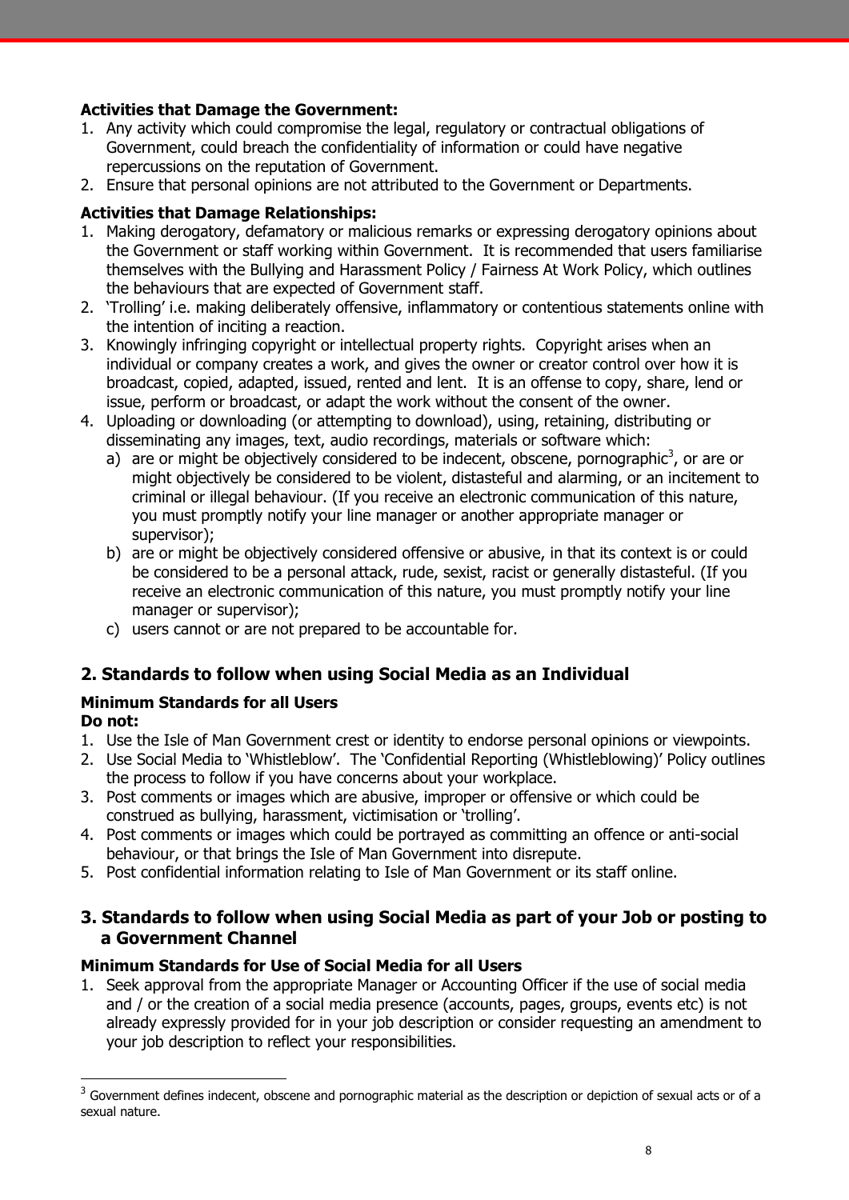**Activities that Damage the Government:**

1. Any activity which could compromise the legal, regulatory or contractual obligations of Government, could breach the confidentiality of information or could have negative repercussions on the reputation of Government.
2. Ensure that personal opinions are not attributed to the Government or Departments.

**Activities that Damage Relationships:**

1. Making derogatory, defamatory or malicious remarks or expressing derogatory opinions about the Government or staff working within Government. It is recommended that users familiarise themselves with the Bullying and Harassment Policy / Fairness At Work Policy, which outlines the behaviours that are expected of Government staff.
2. 'Trolling' i.e. making deliberately offensive, inflammatory or contentious statements online with the intention of inciting a reaction.
3. Knowingly infringing copyright or intellectual property rights. Copyright arises when an individual or company creates a work, and gives the owner or creator control over how it is broadcast, copied, adapted, issued, rented and lent. It is an offense to copy, share, lend or issue, perform or broadcast, or adapt the work without the consent of the owner.
4. Uploading or downloading (or attempting to download), using, retaining, distributing or disseminating any images, text, audio recordings, materials or software which:
   a) are or might be objectively considered to be indecent, obscene, pornographic[3], or are or might objectively be considered to be violent, distasteful and alarming, or an incitement to criminal or illegal behaviour. (If you receive an electronic communication of this nature, you must promptly notify your line manager or another appropriate manager or supervisor);
   b) are or might be objectively considered offensive or abusive, in that its context is or could be considered to be a personal attack, rude, sexist, racist or generally distasteful. (If you receive an electronic communication of this nature, you must promptly notify your line manager or supervisor);
   c) users cannot or are not prepared to be accountable for.

## 2. Standards to follow when using Social Media as an Individual

**Minimum Standards for all Users**

**Do not:**

1. Use the Isle of Man Government crest or identity to endorse personal opinions or viewpoints.
2. Use Social Media to 'Whistleblow'. The 'Confidential Reporting (Whistleblowing)' Policy outlines the process to follow if you have concerns about your workplace.
3. Post comments or images which are abusive, improper or offensive or which could be construed as bullying, harassment, victimisation or 'trolling'.
4. Post comments or images which could be portrayed as committing an offence or anti-social behaviour, or that brings the Isle of Man Government into disrepute.
5. Post confidential information relating to Isle of Man Government or its staff online.

## 3. Standards to follow when using Social Media as part of your Job or posting to a Government Channel

**Minimum Standards for Use of Social Media for all Users**

1. Seek approval from the appropriate Manager or Accounting Officer if the use of social media and / or the creation of a social media presence (accounts, pages, groups, events etc) is not already expressly provided for in your job description or consider requesting an amendment to your job description to reflect your responsibilities.

---

[3] Government defines indecent, obscene and pornographic material as the description or depiction of sexual acts or of a sexual nature.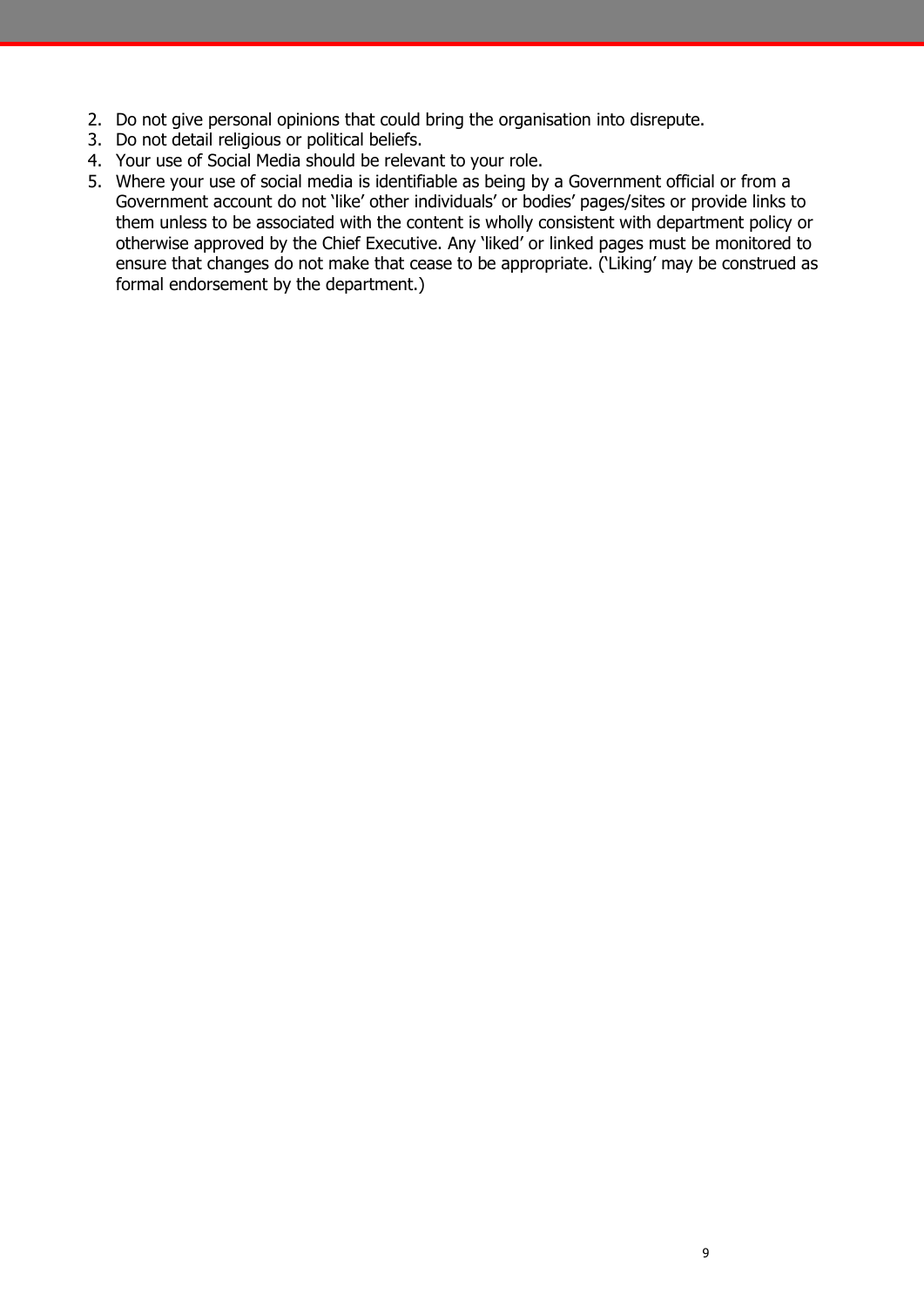2. Do not give personal opinions that could bring the organisation into disrepute.
3. Do not detail religious or political beliefs.
4. Your use of Social Media should be relevant to your role.
5. Where your use of social media is identifiable as being by a Government official or from a Government account do not 'like' other individuals' or bodies' pages/sites or provide links to them unless to be associated with the content is wholly consistent with department policy or otherwise approved by the Chief Executive. Any 'liked' or linked pages must be monitored to ensure that changes do not make that cease to be appropriate. ('Liking' may be construed as formal endorsement by the department.)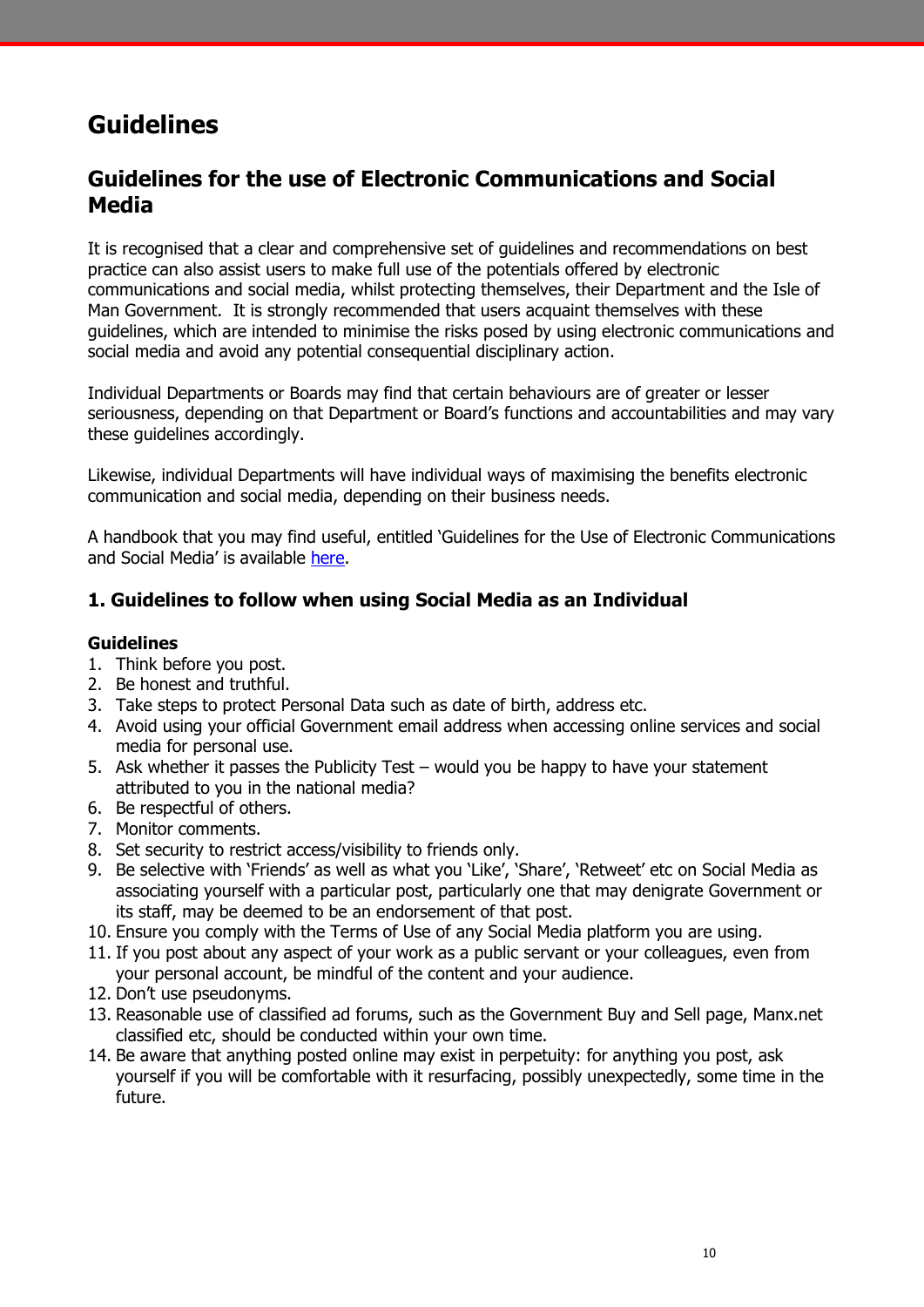# Guidelines

## Guidelines for the use of Electronic Communications and Social Media

It is recognised that a clear and comprehensive set of guidelines and recommendations on best practice can also assist users to make full use of the potentials offered by electronic communications and social media, whilst protecting themselves, their Department and the Isle of Man Government. It is strongly recommended that users acquaint themselves with these guidelines, which are intended to minimise the risks posed by using electronic communications and social media and avoid any potential consequential disciplinary action.

Individual Departments or Boards may find that certain behaviours are of greater or lesser seriousness, depending on that Department or Board's functions and accountabilities and may vary these guidelines accordingly.

Likewise, individual Departments will have individual ways of maximising the benefits electronic communication and social media, depending on their business needs.

A handbook that you may find useful, entitled 'Guidelines for the Use of Electronic Communications and Social Media' is available here.

### 1. Guidelines to follow when using Social Media as an Individual

**Guidelines**

1. Think before you post.
2. Be honest and truthful.
3. Take steps to protect Personal Data such as date of birth, address etc.
4. Avoid using your official Government email address when accessing online services and social media for personal use.
5. Ask whether it passes the Publicity Test – would you be happy to have your statement attributed to you in the national media?
6. Be respectful of others.
7. Monitor comments.
8. Set security to restrict access/visibility to friends only.
9. Be selective with 'Friends' as well as what you 'Like', 'Share', 'Retweet' etc on Social Media as associating yourself with a particular post, particularly one that may denigrate Government or its staff, may be deemed to be an endorsement of that post.
10. Ensure you comply with the Terms of Use of any Social Media platform you are using.
11. If you post about any aspect of your work as a public servant or your colleagues, even from your personal account, be mindful of the content and your audience.
12. Don't use pseudonyms.
13. Reasonable use of classified ad forums, such as the Government Buy and Sell page, Manx.net classified etc, should be conducted within your own time.
14. Be aware that anything posted online may exist in perpetuity: for anything you post, ask yourself if you will be comfortable with it resurfacing, possibly unexpectedly, some time in the future.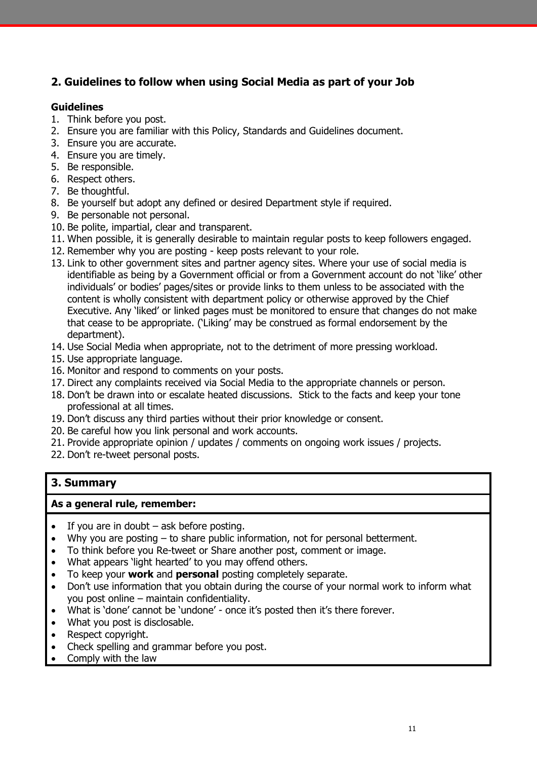## 2. Guidelines to follow when using Social Media as part of your Job

**Guidelines**

1. Think before you post.
2. Ensure you are familiar with this Policy, Standards and Guidelines document.
3. Ensure you are accurate.
4. Ensure you are timely.
5. Be responsible.
6. Respect others.
7. Be thoughtful.
8. Be yourself but adopt any defined or desired Department style if required.
9. Be personable not personal.
10. Be polite, impartial, clear and transparent.
11. When possible, it is generally desirable to maintain regular posts to keep followers engaged.
12. Remember why you are posting - keep posts relevant to your role.
13. Link to other government sites and partner agency sites. Where your use of social media is identifiable as being by a Government official or from a Government account do not 'like' other individuals' or bodies' pages/sites or provide links to them unless to be associated with the content is wholly consistent with department policy or otherwise approved by the Chief Executive. Any 'liked' or linked pages must be monitored to ensure that changes do not make that cease to be appropriate. ('Liking' may be construed as formal endorsement by the department).
14. Use Social Media when appropriate, not to the detriment of more pressing workload.
15. Use appropriate language.
16. Monitor and respond to comments on your posts.
17. Direct any complaints received via Social Media to the appropriate channels or person.
18. Don't be drawn into or escalate heated discussions. Stick to the facts and keep your tone professional at all times.
19. Don't discuss any third parties without their prior knowledge or consent.
20. Be careful how you link personal and work accounts.
21. Provide appropriate opinion / updates / comments on ongoing work issues / projects.
22. Don't re-tweet personal posts.

## 3. Summary

**As a general rule, remember:**

- If you are in doubt – ask before posting.
- Why you are posting – to share public information, not for personal betterment.
- To think before you Re-tweet or Share another post, comment or image.
- What appears 'light hearted' to you may offend others.
- To keep your **work** and **personal** posting completely separate.
- Don't use information that you obtain during the course of your normal work to inform what you post online – maintain confidentiality.
- What is 'done' cannot be 'undone' - once it's posted then it's there forever.
- What you post is disclosable.
- Respect copyright.
- Check spelling and grammar before you post.
- Comply with the law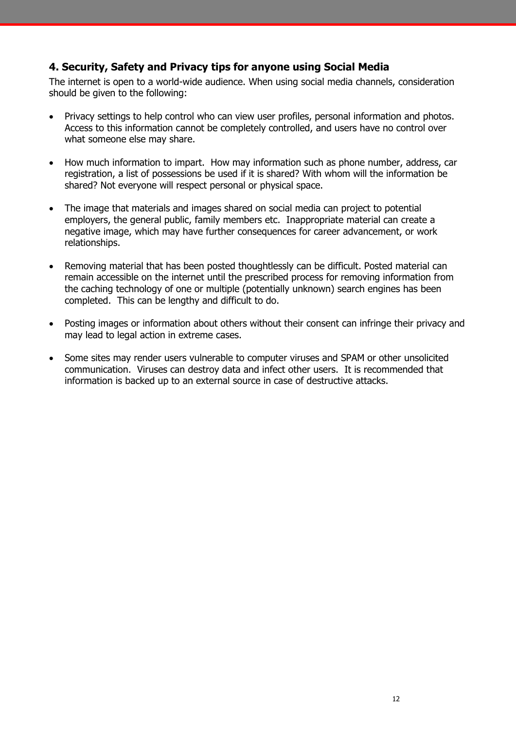## 4. Security, Safety and Privacy tips for anyone using Social Media

The internet is open to a world-wide audience. When using social media channels, consideration should be given to the following:

- Privacy settings to help control who can view user profiles, personal information and photos. Access to this information cannot be completely controlled, and users have no control over what someone else may share.
- How much information to impart. How may information such as phone number, address, car registration, a list of possessions be used if it is shared? With whom will the information be shared? Not everyone will respect personal or physical space.
- The image that materials and images shared on social media can project to potential employers, the general public, family members etc. Inappropriate material can create a negative image, which may have further consequences for career advancement, or work relationships.
- Removing material that has been posted thoughtlessly can be difficult. Posted material can remain accessible on the internet until the prescribed process for removing information from the caching technology of one or multiple (potentially unknown) search engines has been completed. This can be lengthy and difficult to do.
- Posting images or information about others without their consent can infringe their privacy and may lead to legal action in extreme cases.
- Some sites may render users vulnerable to computer viruses and SPAM or other unsolicited communication. Viruses can destroy data and infect other users. It is recommended that information is backed up to an external source in case of destructive attacks.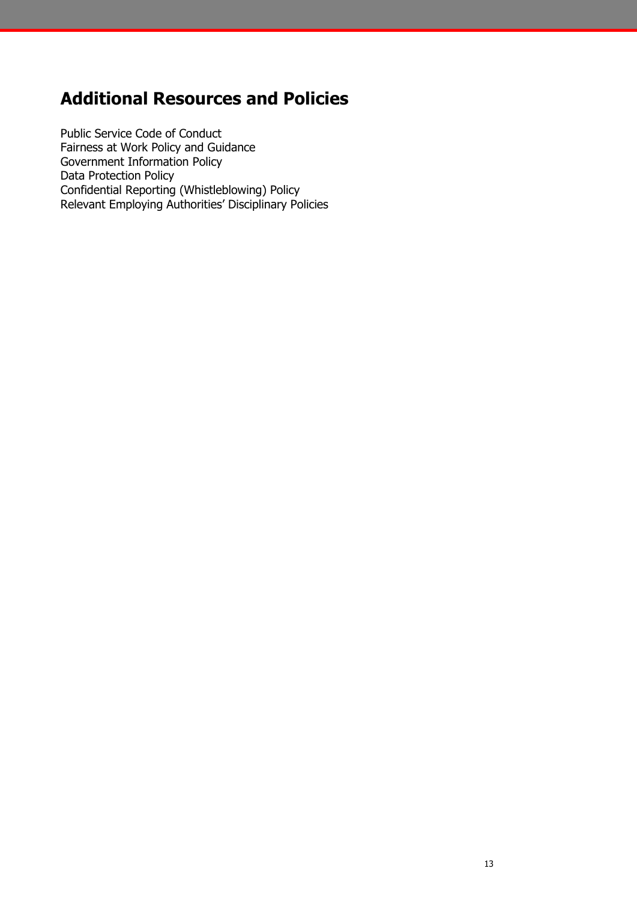## Additional Resources and Policies

Public Service Code of Conduct
Fairness at Work Policy and Guidance
Government Information Policy
Data Protection Policy
Confidential Reporting (Whistleblowing) Policy
Relevant Employing Authorities' Disciplinary Policies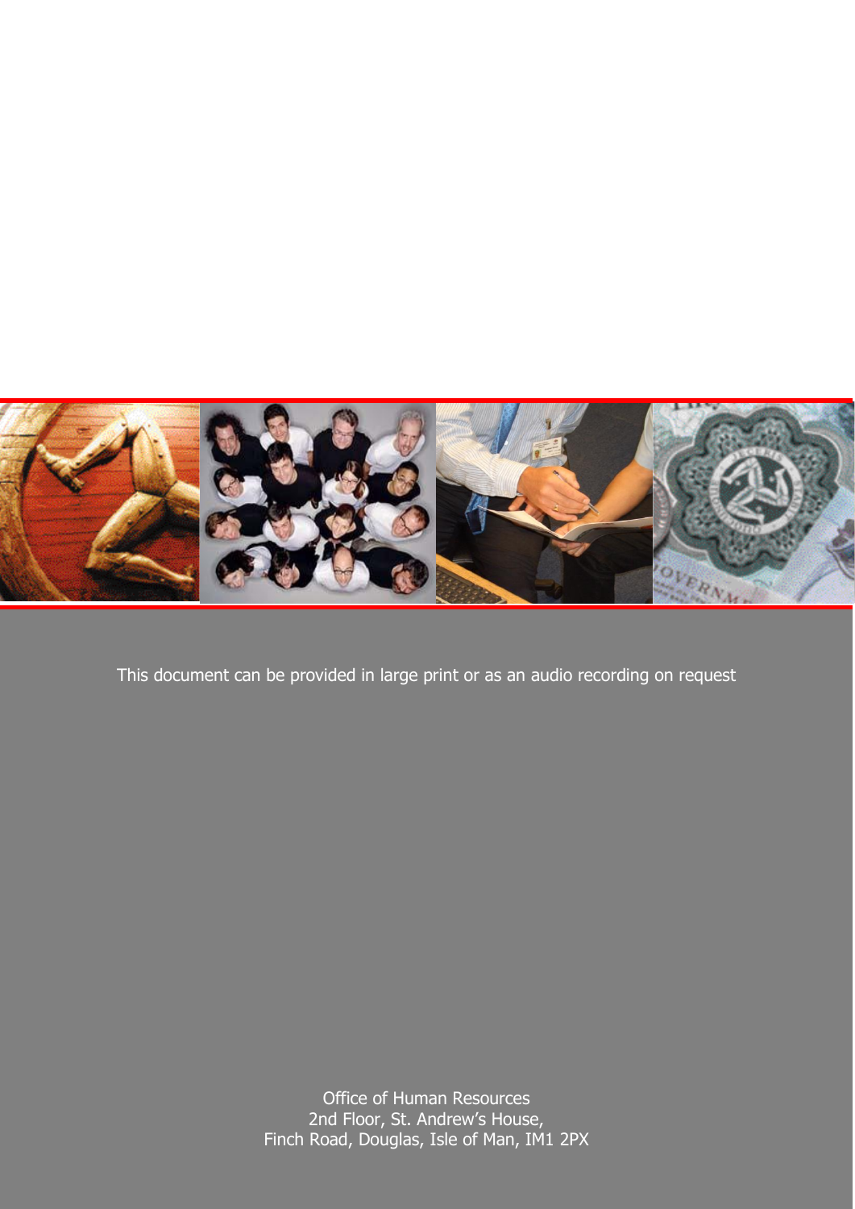This document can be provided in large print or as an audio recording on request

Office of Human Resources
2nd Floor, St. Andrew's House,
Finch Road, Douglas, Isle of Man, IM1 2PX